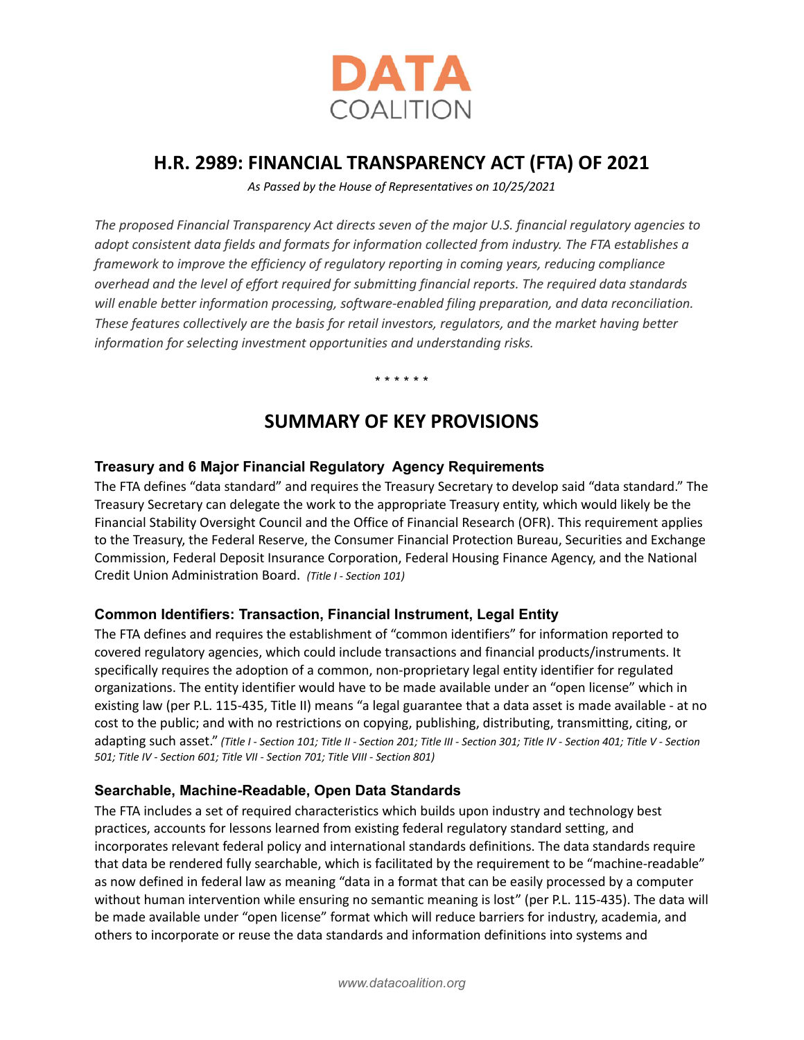**DATA**
COALITION

# H.R. 2989: FINANCIAL TRANSPARENCY ACT (FTA) OF 2021

*As Passed by the House of Representatives on 10/25/2021*

*The proposed Financial Transparency Act directs seven of the major U.S. financial regulatory agencies to adopt consistent data fields and formats for information collected from industry. The FTA establishes a framework to improve the efficiency of regulatory reporting in coming years, reducing compliance overhead and the level of effort required for submitting financial reports. The required data standards will enable better information processing, software-enabled filing preparation, and data reconciliation. These features collectively are the basis for retail investors, regulators, and the market having better information for selecting investment opportunities and understanding risks.*

\* \* \* \* \* \*

## SUMMARY OF KEY PROVISIONS

### Treasury and 6 Major Financial Regulatory Agency Requirements

The FTA defines "data standard" and requires the Treasury Secretary to develop said "data standard." The Treasury Secretary can delegate the work to the appropriate Treasury entity, which would likely be the Financial Stability Oversight Council and the Office of Financial Research (OFR). This requirement applies to the Treasury, the Federal Reserve, the Consumer Financial Protection Bureau, Securities and Exchange Commission, Federal Deposit Insurance Corporation, Federal Housing Finance Agency, and the National Credit Union Administration Board. *(Title I - Section 101)*

### Common Identifiers: Transaction, Financial Instrument, Legal Entity

The FTA defines and requires the establishment of "common identifiers" for information reported to covered regulatory agencies, which could include transactions and financial products/instruments. It specifically requires the adoption of a common, non-proprietary legal entity identifier for regulated organizations. The entity identifier would have to be made available under an "open license" which in existing law (per P.L. 115-435, Title II) means "a legal guarantee that a data asset is made available - at no cost to the public; and with no restrictions on copying, publishing, distributing, transmitting, citing, or adapting such asset." *(Title I - Section 101; Title II - Section 201; Title III - Section 301; Title IV - Section 401; Title V - Section 501; Title IV - Section 601; Title VII - Section 701; Title VIII - Section 801)*

### Searchable, Machine-Readable, Open Data Standards

The FTA includes a set of required characteristics which builds upon industry and technology best practices, accounts for lessons learned from existing federal regulatory standard setting, and incorporates relevant federal policy and international standards definitions. The data standards require that data be rendered fully searchable, which is facilitated by the requirement to be "machine-readable" as now defined in federal law as meaning "data in a format that can be easily processed by a computer without human intervention while ensuring no semantic meaning is lost" (per P.L. 115-435). The data will be made available under "open license" format which will reduce barriers for industry, academia, and others to incorporate or reuse the data standards and information definitions into systems and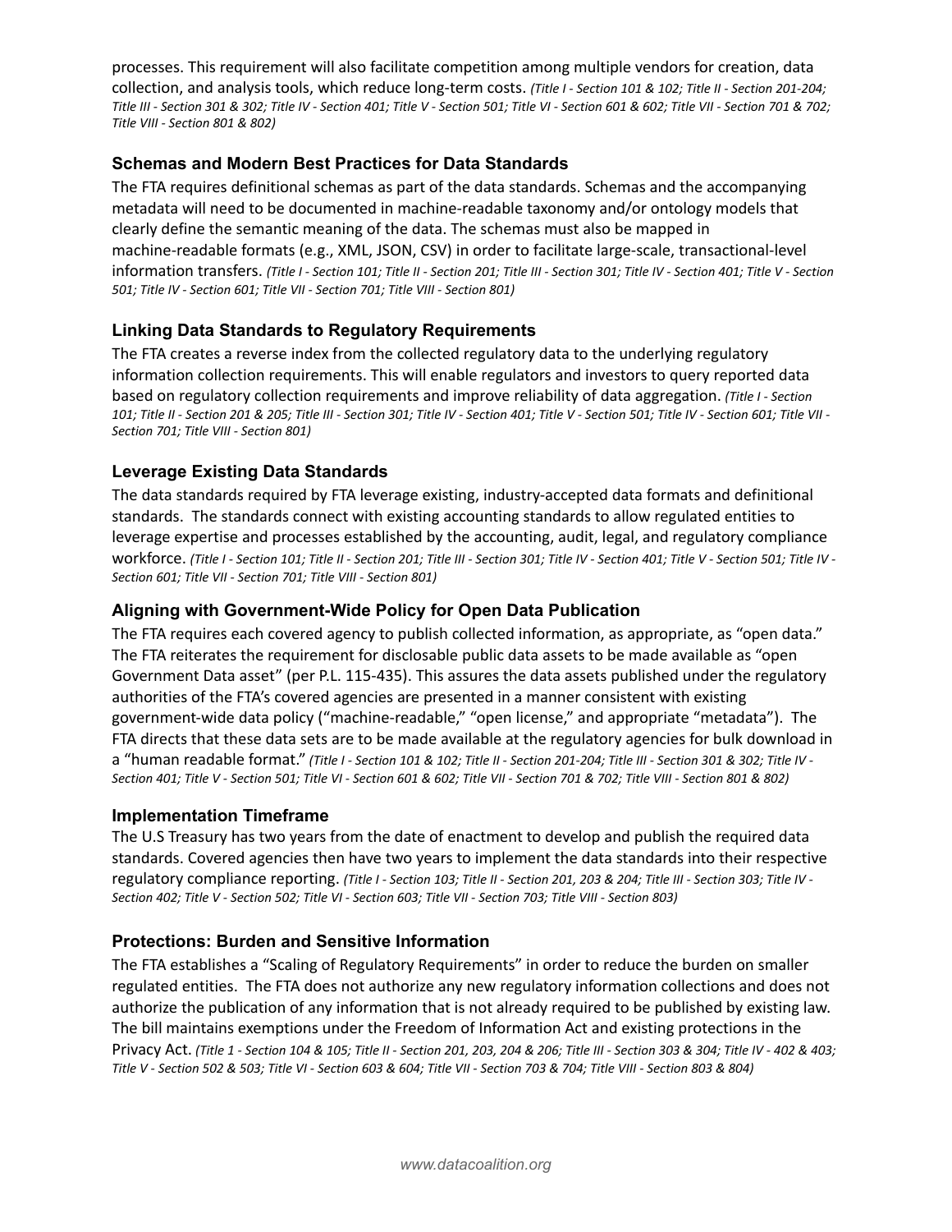processes. This requirement will also facilitate competition among multiple vendors for creation, data collection, and analysis tools, which reduce long-term costs. *(Title I - Section 101 & 102; Title II - Section 201-204; Title III - Section 301 & 302; Title IV - Section 401; Title V - Section 501; Title VI - Section 601 & 602; Title VII - Section 701 & 702; Title VIII - Section 801 & 802)*

### Schemas and Modern Best Practices for Data Standards

The FTA requires definitional schemas as part of the data standards. Schemas and the accompanying metadata will need to be documented in machine-readable taxonomy and/or ontology models that clearly define the semantic meaning of the data. The schemas must also be mapped in machine-readable formats (e.g., XML, JSON, CSV) in order to facilitate large-scale, transactional-level information transfers. *(Title I - Section 101; Title II - Section 201; Title III - Section 301; Title IV - Section 401; Title V - Section 501; Title IV - Section 601; Title VII - Section 701; Title VIII - Section 801)*

### Linking Data Standards to Regulatory Requirements

The FTA creates a reverse index from the collected regulatory data to the underlying regulatory information collection requirements. This will enable regulators and investors to query reported data based on regulatory collection requirements and improve reliability of data aggregation. *(Title I - Section 101; Title II - Section 201 & 205; Title III - Section 301; Title IV - Section 401; Title V - Section 501; Title IV - Section 601; Title VII - Section 701; Title VIII - Section 801)*

### Leverage Existing Data Standards

The data standards required by FTA leverage existing, industry-accepted data formats and definitional standards. The standards connect with existing accounting standards to allow regulated entities to leverage expertise and processes established by the accounting, audit, legal, and regulatory compliance workforce. *(Title I - Section 101; Title II - Section 201; Title III - Section 301; Title IV - Section 401; Title V - Section 501; Title IV - Section 601; Title VII - Section 701; Title VIII - Section 801)*

### Aligning with Government-Wide Policy for Open Data Publication

The FTA requires each covered agency to publish collected information, as appropriate, as "open data." The FTA reiterates the requirement for disclosable public data assets to be made available as "open Government Data asset" (per P.L. 115-435). This assures the data assets published under the regulatory authorities of the FTA's covered agencies are presented in a manner consistent with existing government-wide data policy ("machine-readable," "open license," and appropriate "metadata"). The FTA directs that these data sets are to be made available at the regulatory agencies for bulk download in a "human readable format." *(Title I - Section 101 & 102; Title II - Section 201-204; Title III - Section 301 & 302; Title IV - Section 401; Title V - Section 501; Title VI - Section 601 & 602; Title VII - Section 701 & 702; Title VIII - Section 801 & 802)*

### Implementation Timeframe

The U.S Treasury has two years from the date of enactment to develop and publish the required data standards. Covered agencies then have two years to implement the data standards into their respective regulatory compliance reporting. *(Title I - Section 103; Title II - Section 201, 203 & 204; Title III - Section 303; Title IV - Section 402; Title V - Section 502; Title VI - Section 603; Title VII - Section 703; Title VIII - Section 803)*

### Protections: Burden and Sensitive Information

The FTA establishes a "Scaling of Regulatory Requirements" in order to reduce the burden on smaller regulated entities. The FTA does not authorize any new regulatory information collections and does not authorize the publication of any information that is not already required to be published by existing law. The bill maintains exemptions under the Freedom of Information Act and existing protections in the Privacy Act. *(Title 1 - Section 104 & 105; Title II - Section 201, 203, 204 & 206; Title III - Section 303 & 304; Title IV - 402 & 403; Title V - Section 502 & 503; Title VI - Section 603 & 604; Title VII - Section 703 & 704; Title VIII - Section 803 & 804)*